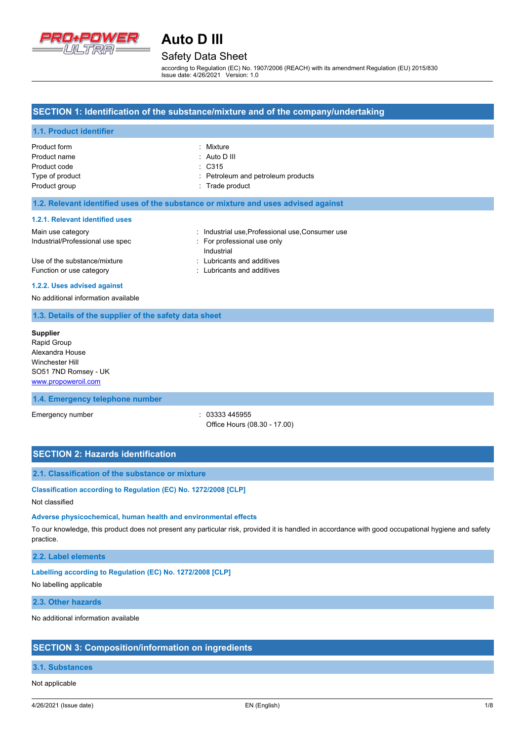# Auto D III

## Safety Data Sheet

according to Regulation (EC) No. 1907/2006 (REACH) with its amendment Regulation (EU) 2015/830
Issue date: 4/26/2021 Version: 1.0

## SECTION 1: Identification of the substance/mixture and of the company/undertaking

### 1.1. Product identifier

| | |
|---|---|
| Product form | : Mixture |
| Product name | : Auto D III |
| Product code | : C315 |
| Type of product | : Petroleum and petroleum products |
| Product group | : Trade product |

### 1.2. Relevant identified uses of the substance or mixture and uses advised against

#### 1.2.1. Relevant identified uses

| | |
|---|---|
| Main use category | : Industrial use,Professional use,Consumer use |
| Industrial/Professional use spec | : For professional use only<br>Industrial |
| Use of the substance/mixture | : Lubricants and additives |
| Function or use category | : Lubricants and additives |

#### 1.2.2. Uses advised against

No additional information available

### 1.3. Details of the supplier of the safety data sheet

**Supplier**
Rapid Group
Alexandra House
Winchester Hill
SO51 7ND Romsey - UK
www.propoweroil.com

### 1.4. Emergency telephone number

| | |
|---|---|
| Emergency number | : 03333 445955<br>Office Hours (08.30 - 17.00) |

## SECTION 2: Hazards identification

### 2.1. Classification of the substance or mixture

#### Classification according to Regulation (EC) No. 1272/2008 [CLP]

Not classified

#### Adverse physicochemical, human health and environmental effects

To our knowledge, this product does not present any particular risk, provided it is handled in accordance with good occupational hygiene and safety practice.

### 2.2. Label elements

#### Labelling according to Regulation (EC) No. 1272/2008 [CLP]

No labelling applicable

### 2.3. Other hazards

No additional information available

## SECTION 3: Composition/information on ingredients

### 3.1. Substances

Not applicable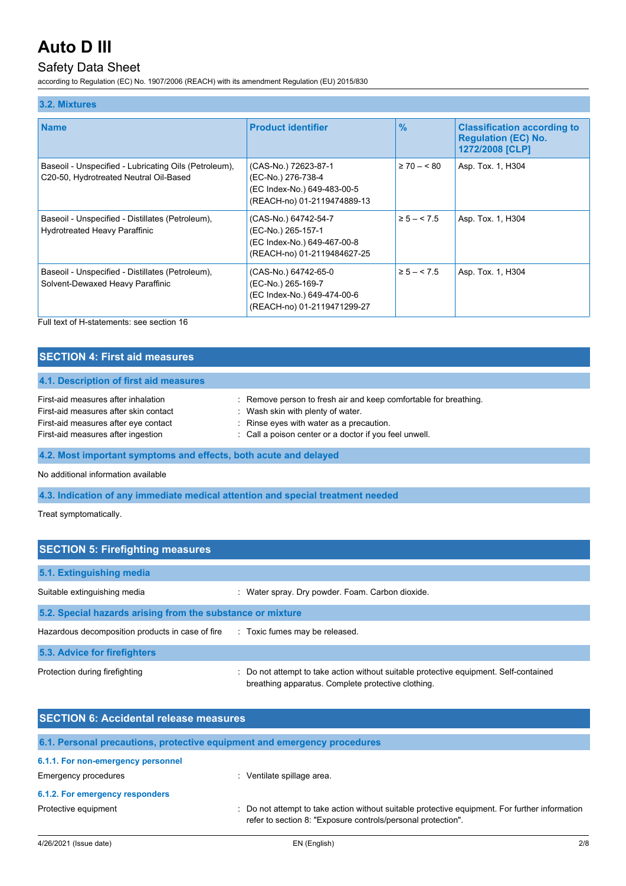### 3.2. Mixtures

| Name | Product identifier | % | Classification according to Regulation (EC) No. 1272/2008 [CLP] |
|---|---|---|---|
| Baseoil - Unspecified - Lubricating Oils (Petroleum), C20-50, Hydrotreated Neutral Oil-Based | (CAS-No.) 72623-87-1<br>(EC-No.) 276-738-4<br>(EC Index-No.) 649-483-00-5<br>(REACH-no) 01-2119474889-13 | ≥ 70 – < 80 | Asp. Tox. 1, H304 |
| Baseoil - Unspecified - Distillates (Petroleum), Hydrotreated Heavy Paraffinic | (CAS-No.) 64742-54-7<br>(EC-No.) 265-157-1<br>(EC Index-No.) 649-467-00-8<br>(REACH-no) 01-2119484627-25 | ≥ 5 – < 7.5 | Asp. Tox. 1, H304 |
| Baseoil - Unspecified - Distillates (Petroleum), Solvent-Dewaxed Heavy Paraffinic | (CAS-No.) 64742-65-0<br>(EC-No.) 265-169-7<br>(EC Index-No.) 649-474-00-6<br>(REACH-no) 01-2119471299-27 | ≥ 5 – < 7.5 | Asp. Tox. 1, H304 |

Full text of H-statements: see section 16

## SECTION 4: First aid measures

### 4.1. Description of first aid measures

First-aid measures after inhalation : Remove person to fresh air and keep comfortable for breathing.

First-aid measures after skin contact : Wash skin with plenty of water.

First-aid measures after eye contact : Rinse eyes with water as a precaution.

First-aid measures after ingestion : Call a poison center or a doctor if you feel unwell.

### 4.2. Most important symptoms and effects, both acute and delayed

No additional information available

### 4.3. Indication of any immediate medical attention and special treatment needed

Treat symptomatically.

## SECTION 5: Firefighting measures

### 5.1. Extinguishing media

Suitable extinguishing media : Water spray. Dry powder. Foam. Carbon dioxide.

### 5.2. Special hazards arising from the substance or mixture

Hazardous decomposition products in case of fire : Toxic fumes may be released.

### 5.3. Advice for firefighters

Protection during firefighting : Do not attempt to take action without suitable protective equipment. Self-contained breathing apparatus. Complete protective clothing.

## SECTION 6: Accidental release measures

### 6.1. Personal precautions, protective equipment and emergency procedures

#### 6.1.1. For non-emergency personnel

Emergency procedures : Ventilate spillage area.

#### 6.1.2. For emergency responders

Protective equipment : Do not attempt to take action without suitable protective equipment. For further information refer to section 8: "Exposure controls/personal protection".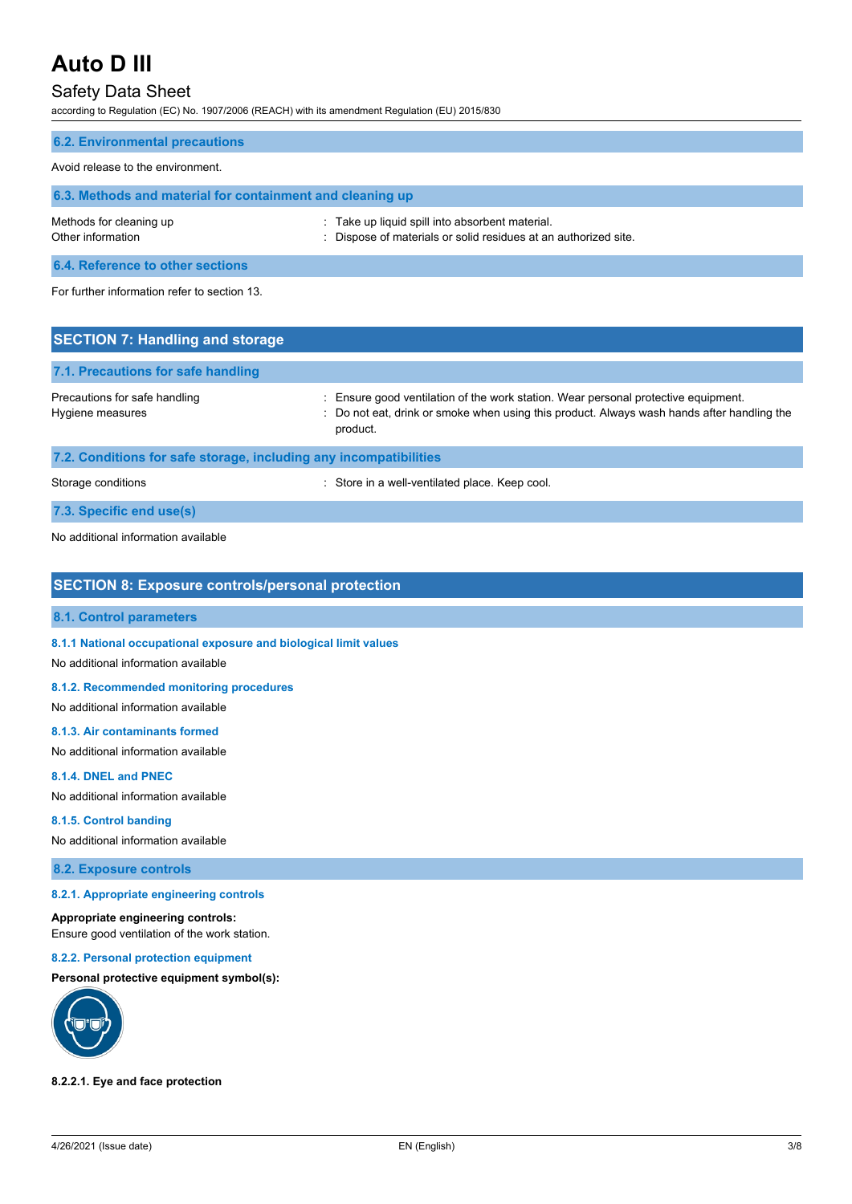### 6.2. Environmental precautions

Avoid release to the environment.

### 6.3. Methods and material for containment and cleaning up

| | |
|---|---|
| Methods for cleaning up | : Take up liquid spill into absorbent material. |
| Other information | : Dispose of materials or solid residues at an authorized site. |

### 6.4. Reference to other sections

For further information refer to section 13.

## SECTION 7: Handling and storage

### 7.1. Precautions for safe handling

| | |
|---|---|
| Precautions for safe handling | : Ensure good ventilation of the work station. Wear personal protective equipment. |
| Hygiene measures | : Do not eat, drink or smoke when using this product. Always wash hands after handling the product. |

### 7.2. Conditions for safe storage, including any incompatibilities

| | |
|---|---|
| Storage conditions | : Store in a well-ventilated place. Keep cool. |

### 7.3. Specific end use(s)

No additional information available

## SECTION 8: Exposure controls/personal protection

### 8.1. Control parameters

#### 8.1.1 National occupational exposure and biological limit values

No additional information available

#### 8.1.2. Recommended monitoring procedures

No additional information available

#### 8.1.3. Air contaminants formed

No additional information available

#### 8.1.4. DNEL and PNEC

No additional information available

#### 8.1.5. Control banding

No additional information available

### 8.2. Exposure controls

#### 8.2.1. Appropriate engineering controls

**Appropriate engineering controls:**
Ensure good ventilation of the work station.

#### 8.2.2. Personal protection equipment

**Personal protective equipment symbol(s):**

**8.2.2.1. Eye and face protection**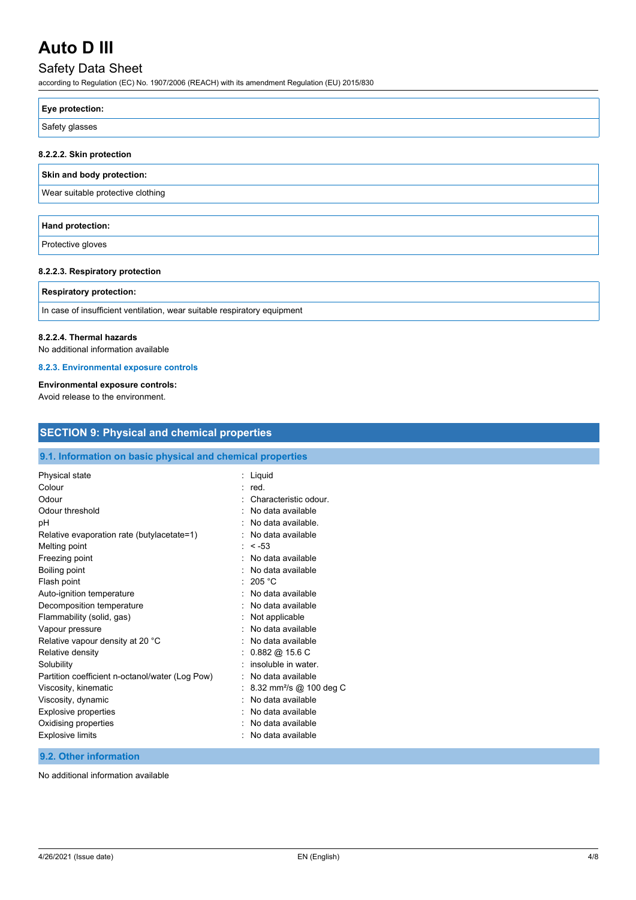| Eye protection: |
| --- |
| Safety glasses |

#### 8.2.2.2. Skin protection

| Skin and body protection: |
| --- |
| Wear suitable protective clothing |

| Hand protection: |
| --- |
| Protective gloves |

#### 8.2.2.3. Respiratory protection

| Respiratory protection: |
| --- |
| In case of insufficient ventilation, wear suitable respiratory equipment |

#### 8.2.2.4. Thermal hazards

No additional information available

### 8.2.3. Environmental exposure controls

**Environmental exposure controls:**

Avoid release to the environment.

## SECTION 9: Physical and chemical properties

### 9.1. Information on basic physical and chemical properties

| | |
| --- | --- |
| Physical state | : Liquid |
| Colour | : red. |
| Odour | : Characteristic odour. |
| Odour threshold | : No data available |
| pH | : No data available. |
| Relative evaporation rate (butylacetate=1) | : No data available |
| Melting point | : < -53 |
| Freezing point | : No data available |
| Boiling point | : No data available |
| Flash point | : 205 °C |
| Auto-ignition temperature | : No data available |
| Decomposition temperature | : No data available |
| Flammability (solid, gas) | : Not applicable |
| Vapour pressure | : No data available |
| Relative vapour density at 20 °C | : No data available |
| Relative density | : 0.882 @ 15.6 C |
| Solubility | : insoluble in water. |
| Partition coefficient n-octanol/water (Log Pow) | : No data available |
| Viscosity, kinematic | : 8.32 $mm^2/s$ @ 100 deg C |
| Viscosity, dynamic | : No data available |
| Explosive properties | : No data available |
| Oxidising properties | : No data available |
| Explosive limits | : No data available |

### 9.2. Other information

No additional information available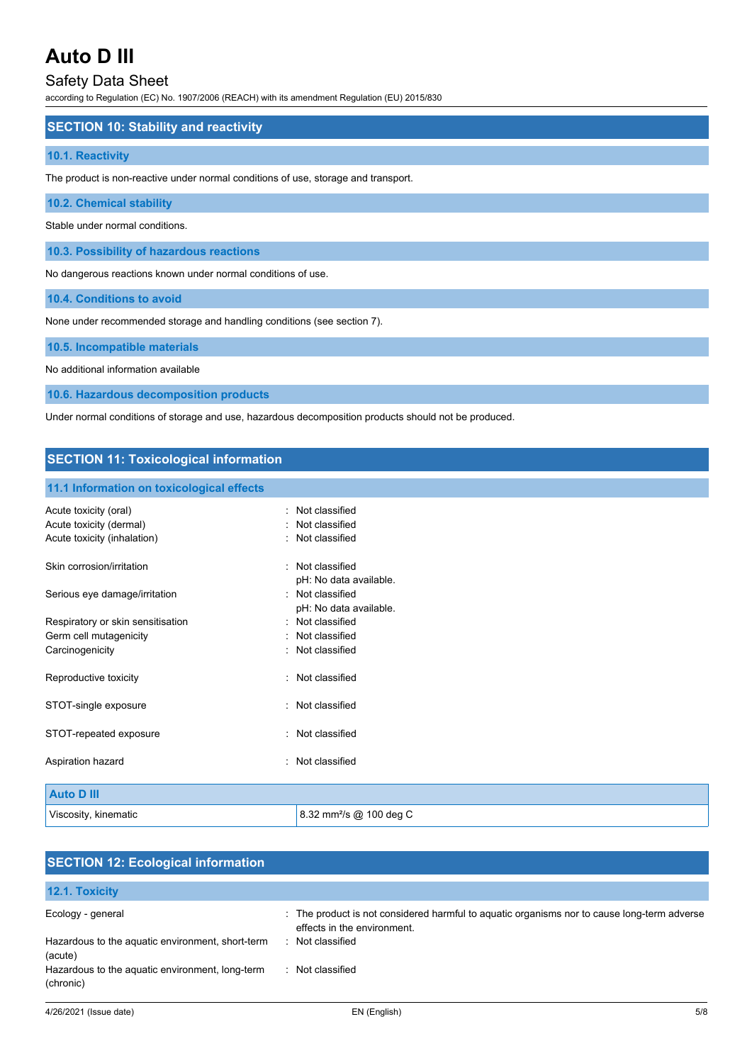## SECTION 10: Stability and reactivity

### 10.1. Reactivity

The product is non-reactive under normal conditions of use, storage and transport.

### 10.2. Chemical stability

Stable under normal conditions.

### 10.3. Possibility of hazardous reactions

No dangerous reactions known under normal conditions of use.

### 10.4. Conditions to avoid

None under recommended storage and handling conditions (see section 7).

### 10.5. Incompatible materials

No additional information available

### 10.6. Hazardous decomposition products

Under normal conditions of storage and use, hazardous decomposition products should not be produced.

## SECTION 11: Toxicological information

### 11.1 Information on toxicological effects

Acute toxicity (oral) : Not classified
Acute toxicity (dermal) : Not classified
Acute toxicity (inhalation) : Not classified

Skin corrosion/irritation : Not classified
pH: No data available.

Serious eye damage/irritation : Not classified
pH: No data available.

Respiratory or skin sensitisation : Not classified
Germ cell mutagenicity : Not classified
Carcinogenicity : Not classified

Reproductive toxicity : Not classified

STOT-single exposure : Not classified

STOT-repeated exposure : Not classified

Aspiration hazard : Not classified

| Auto D III | |
|---|---|
| Viscosity, kinematic | 8.32 $mm^2/s$ @ 100 deg C |

## SECTION 12: Ecological information

### 12.1. Toxicity

Ecology - general : The product is not considered harmful to aquatic organisms nor to cause long-term adverse effects in the environment.

Hazardous to the aquatic environment, short-term (acute) : Not classified

Hazardous to the aquatic environment, long-term (chronic) : Not classified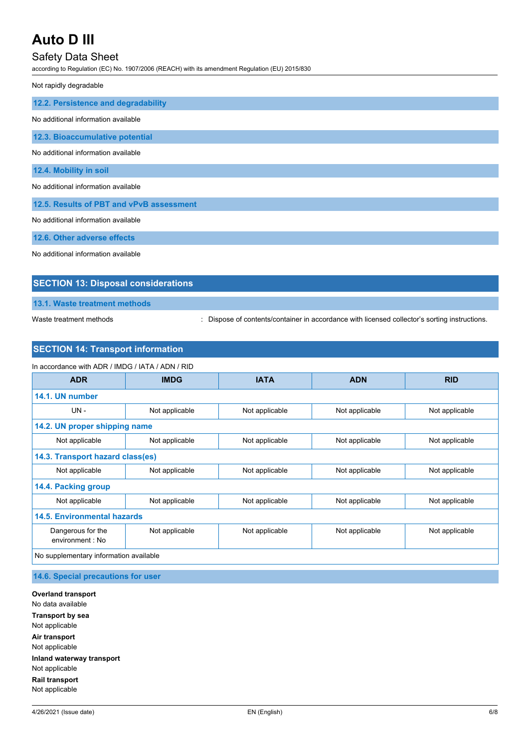Not rapidly degradable

### 12.2. Persistence and degradability

No additional information available

### 12.3. Bioaccumulative potential

No additional information available

### 12.4. Mobility in soil

No additional information available

### 12.5. Results of PBT and vPvB assessment

No additional information available

### 12.6. Other adverse effects

No additional information available

## SECTION 13: Disposal considerations

### 13.1. Waste treatment methods

Waste treatment methods : Dispose of contents/container in accordance with licensed collector's sorting instructions.

## SECTION 14: Transport information

In accordance with ADR / IMDG / IATA / ADN / RID

| ADR | IMDG | IATA | ADN | RID |
|---|---|---|---|---|
| **14.1. UN number** | | | | |
| UN - | Not applicable | Not applicable | Not applicable | Not applicable |
| **14.2. UN proper shipping name** | | | | |
| Not applicable | Not applicable | Not applicable | Not applicable | Not applicable |
| **14.3. Transport hazard class(es)** | | | | |
| Not applicable | Not applicable | Not applicable | Not applicable | Not applicable |
| **14.4. Packing group** | | | | |
| Not applicable | Not applicable | Not applicable | Not applicable | Not applicable |
| **14.5. Environmental hazards** | | | | |
| Dangerous for the environment : No | Not applicable | Not applicable | Not applicable | Not applicable |
| No supplementary information available | | | | |

### 14.6. Special precautions for user

**Overland transport**
No data available

**Transport by sea**
Not applicable

**Air transport**
Not applicable

**Inland waterway transport**
Not applicable

**Rail transport**
Not applicable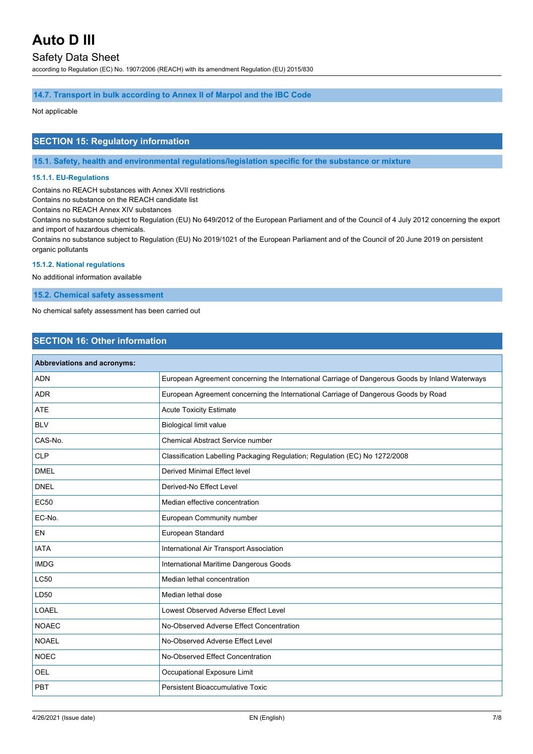### 14.7. Transport in bulk according to Annex II of Marpol and the IBC Code

Not applicable

## SECTION 15: Regulatory information

### 15.1. Safety, health and environmental regulations/legislation specific for the substance or mixture

#### 15.1.1. EU-Regulations

Contains no REACH substances with Annex XVII restrictions
Contains no substance on the REACH candidate list
Contains no REACH Annex XIV substances
Contains no substance subject to Regulation (EU) No 649/2012 of the European Parliament and of the Council of 4 July 2012 concerning the export and import of hazardous chemicals.
Contains no substance subject to Regulation (EU) No 2019/1021 of the European Parliament and of the Council of 20 June 2019 on persistent organic pollutants

#### 15.1.2. National regulations

No additional information available

### 15.2. Chemical safety assessment

No chemical safety assessment has been carried out

## SECTION 16: Other information

| Abbreviations and acronyms: | |
|---|---|
| ADN | European Agreement concerning the International Carriage of Dangerous Goods by Inland Waterways |
| ADR | European Agreement concerning the International Carriage of Dangerous Goods by Road |
| ATE | Acute Toxicity Estimate |
| BLV | Biological limit value |
| CAS-No. | Chemical Abstract Service number |
| CLP | Classification Labelling Packaging Regulation; Regulation (EC) No 1272/2008 |
| DMEL | Derived Minimal Effect level |
| DNEL | Derived-No Effect Level |
| EC50 | Median effective concentration |
| EC-No. | European Community number |
| EN | European Standard |
| IATA | International Air Transport Association |
| IMDG | International Maritime Dangerous Goods |
| LC50 | Median lethal concentration |
| LD50 | Median lethal dose |
| LOAEL | Lowest Observed Adverse Effect Level |
| NOAEC | No-Observed Adverse Effect Concentration |
| NOAEL | No-Observed Adverse Effect Level |
| NOEC | No-Observed Effect Concentration |
| OEL | Occupational Exposure Limit |
| PBT | Persistent Bioaccumulative Toxic |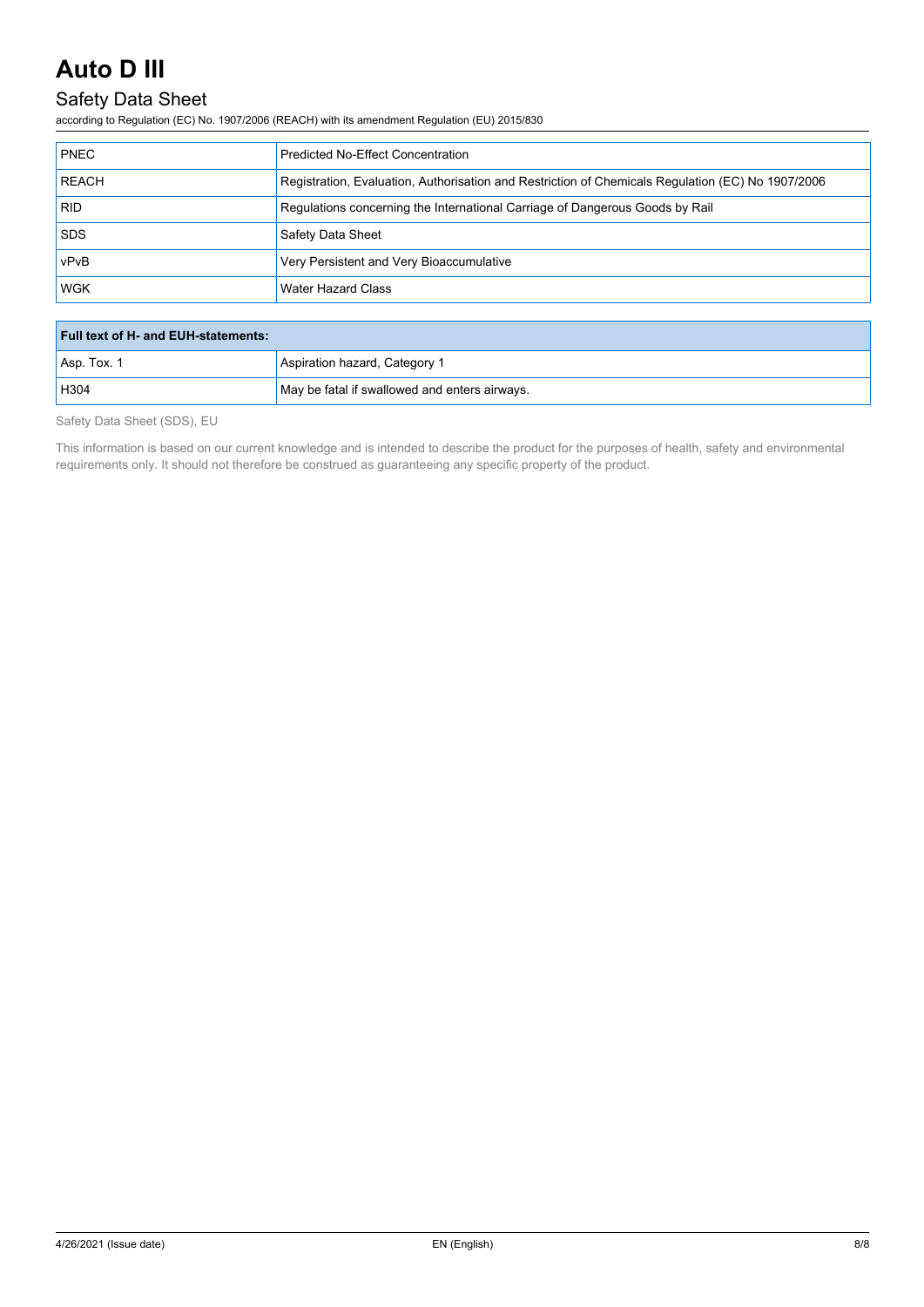| | |
|---|---|
| PNEC | Predicted No-Effect Concentration |
| REACH | Registration, Evaluation, Authorisation and Restriction of Chemicals Regulation (EC) No 1907/2006 |
| RID | Regulations concerning the International Carriage of Dangerous Goods by Rail |
| SDS | Safety Data Sheet |
| vPvB | Very Persistent and Very Bioaccumulative |
| WGK | Water Hazard Class |

| **Full text of H- and EUH-statements:** | |
|---|---|
| Asp. Tox. 1 | Aspiration hazard, Category 1 |
| H304 | May be fatal if swallowed and enters airways. |

Safety Data Sheet (SDS), EU

This information is based on our current knowledge and is intended to describe the product for the purposes of health, safety and environmental requirements only. It should not therefore be construed as guaranteeing any specific property of the product.